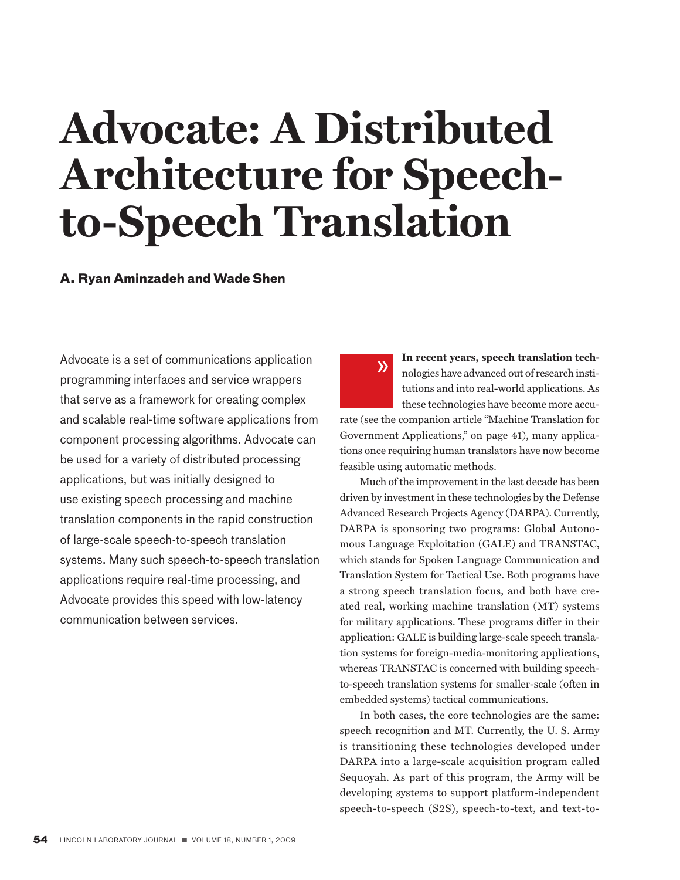# Advocate: A Distributed Architecture for Speech-to-Speech Translation

**A. Ryan Aminzadeh and Wade Shen**

Advocate is a set of communications application programming interfaces and service wrappers that serve as a framework for creating complex and scalable real-time software applications from component processing algorithms. Advocate can be used for a variety of distributed processing applications, but was initially designed to use existing speech processing and machine translation components in the rapid construction of large-scale speech-to-speech translation systems. Many such speech-to-speech translation applications require real-time processing, and Advocate provides this speed with low-latency communication between services.

**In recent years, speech translation technologies** have advanced out of research institutions and into real-world applications. As these technologies have become more accurate (see the companion article "Machine Translation for Government Applications," on page 41), many applications once requiring human translators have now become feasible using automatic methods.

Much of the improvement in the last decade has been driven by investment in these technologies by the Defense Advanced Research Projects Agency (DARPA). Currently, DARPA is sponsoring two programs: Global Autonomous Language Exploitation (GALE) and TRANSTAC, which stands for Spoken Language Communication and Translation System for Tactical Use. Both programs have a strong speech translation focus, and both have created real, working machine translation (MT) systems for military applications. These programs differ in their application: GALE is building large-scale speech translation systems for foreign-media-monitoring applications, whereas TRANSTAC is concerned with building speech-to-speech translation systems for smaller-scale (often in embedded systems) tactical communications.

In both cases, the core technologies are the same: speech recognition and MT. Currently, the U. S. Army is transitioning these technologies developed under DARPA into a large-scale acquisition program called Sequoyah. As part of this program, the Army will be developing systems to support platform-independent speech-to-speech (S2S), speech-to-text, and text-to-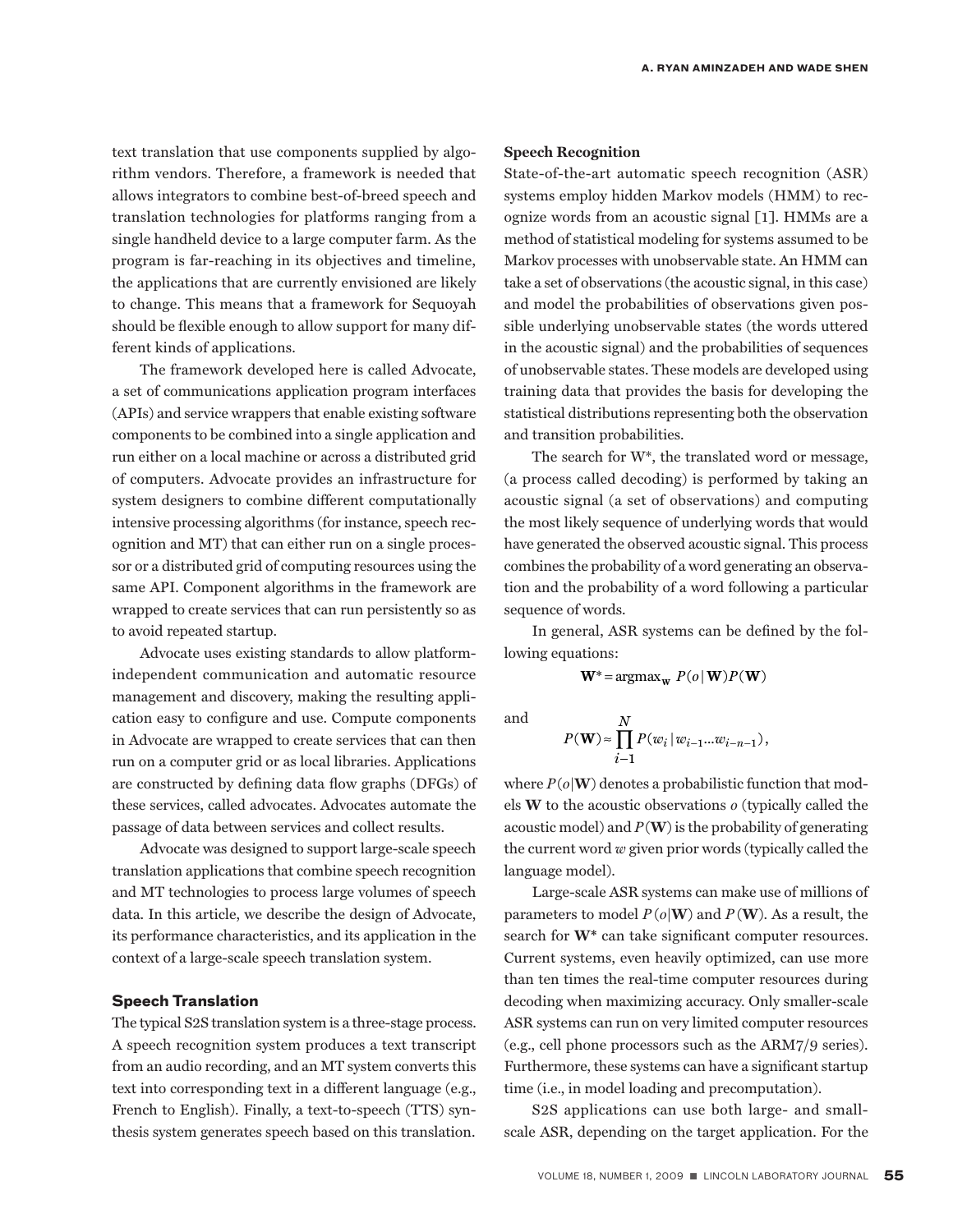text translation that use components supplied by algorithm vendors. Therefore, a framework is needed that allows integrators to combine best-of-breed speech and translation technologies for platforms ranging from a single handheld device to a large computer farm. As the program is far-reaching in its objectives and timeline, the applications that are currently envisioned are likely to change. This means that a framework for Sequoyah should be flexible enough to allow support for many different kinds of applications.

The framework developed here is called Advocate, a set of communications application program interfaces (APIs) and service wrappers that enable existing software components to be combined into a single application and run either on a local machine or across a distributed grid of computers. Advocate provides an infrastructure for system designers to combine different computationally intensive processing algorithms (for instance, speech recognition and MT) that can either run on a single processor or a distributed grid of computing resources using the same API. Component algorithms in the framework are wrapped to create services that can run persistently so as to avoid repeated startup.

Advocate uses existing standards to allow platform-independent communication and automatic resource management and discovery, making the resulting application easy to configure and use. Compute components in Advocate are wrapped to create services that can then run on a computer grid or as local libraries. Applications are constructed by defining data flow graphs (DFGs) of these services, called advocates. Advocates automate the passage of data between services and collect results.

Advocate was designed to support large-scale speech translation applications that combine speech recognition and MT technologies to process large volumes of speech data. In this article, we describe the design of Advocate, its performance characteristics, and its application in the context of a large-scale speech translation system.

## Speech Translation

The typical S2S translation system is a three-stage process. A speech recognition system produces a text transcript from an audio recording, and an MT system converts this text into corresponding text in a different language (e.g., French to English). Finally, a text-to-speech (TTS) synthesis system generates speech based on this translation.

### Speech Recognition

State-of-the-art automatic speech recognition (ASR) systems employ hidden Markov models (HMM) to recognize words from an acoustic signal [1]. HMMs are a method of statistical modeling for systems assumed to be Markov processes with unobservable state. An HMM can take a set of observations (the acoustic signal, in this case) and model the probabilities of observations given possible underlying unobservable states (the words uttered in the acoustic signal) and the probabilities of sequences of unobservable states. These models are developed using training data that provides the basis for developing the statistical distributions representing both the observation and transition probabilities.

The search for W*, the translated word or message, (a process called decoding) is performed by taking an acoustic signal (a set of observations) and computing the most likely sequence of underlying words that would have generated the observed acoustic signal. This process combines the probability of a word generating an observation and the probability of a word following a particular sequence of words.

In general, ASR systems can be defined by the following equations:

$$\mathbf{W}^* = \operatorname{argmax}_{\mathbf{W}} P(o \mid \mathbf{W}) P(\mathbf{W})$$

and

$$P(\mathbf{W}) \approx \prod_{i-1}^{N} P(w_i \mid w_{i-1} \ldots w_{i-n-1}),$$

where $P(o|\mathbf{W})$ denotes a probabilistic function that models $\mathbf{W}$ to the acoustic observations $o$ (typically called the acoustic model) and $P(\mathbf{W})$ is the probability of generating the current word $w$ given prior words (typically called the language model).

Large-scale ASR systems can make use of millions of parameters to model $P(o|\mathbf{W})$ and $P(\mathbf{W})$. As a result, the search for $\mathbf{W}^*$ can take significant computer resources. Current systems, even heavily optimized, can use more than ten times the real-time computer resources during decoding when maximizing accuracy. Only smaller-scale ASR systems can run on very limited computer resources (e.g., cell phone processors such as the ARM7/9 series). Furthermore, these systems can have a significant startup time (i.e., in model loading and precomputation).

S2S applications can use both large- and small-scale ASR, depending on the target application. For the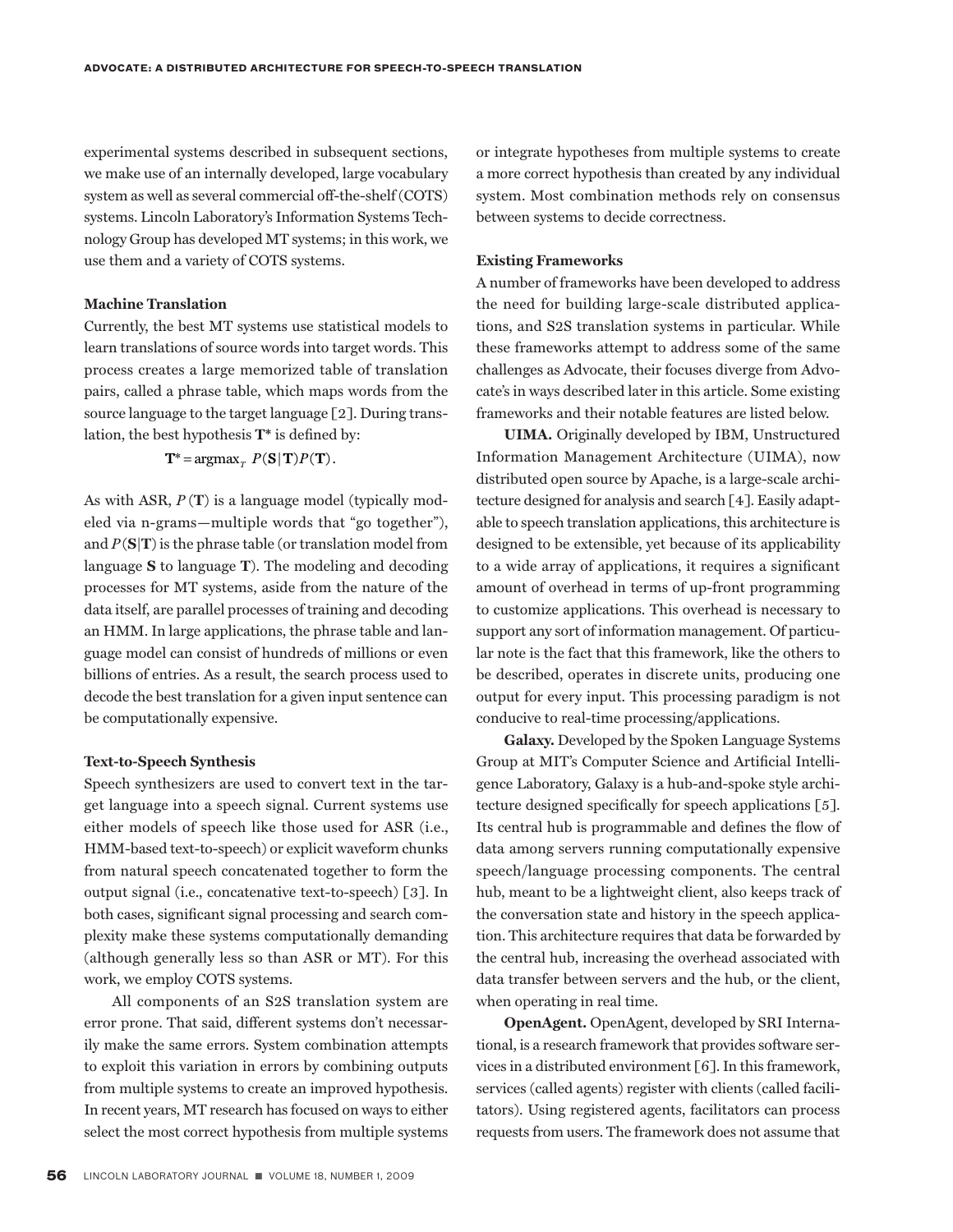experimental systems described in subsequent sections, we make use of an internally developed, large vocabulary system as well as several commercial off-the-shelf (COTS) systems. Lincoln Laboratory's Information Systems Technology Group has developed MT systems; in this work, we use them and a variety of COTS systems.

### Machine Translation

Currently, the best MT systems use statistical models to learn translations of source words into target words. This process creates a large memorized table of translation pairs, called a phrase table, which maps words from the source language to the target language [2]. During translation, the best hypothesis $\mathbf{T}^*$ is defined by:

$$\mathbf{T}^* = \operatorname{argmax}_T \; P(\mathbf{S}|\mathbf{T})P(\mathbf{T}).$$

As with ASR, $P(\mathbf{T})$ is a language model (typically modeled via n-grams—multiple words that "go together"), and $P(\mathbf{S}|\mathbf{T})$ is the phrase table (or translation model from language $\mathbf{S}$ to language $\mathbf{T}$). The modeling and decoding processes for MT systems, aside from the nature of the data itself, are parallel processes of training and decoding an HMM. In large applications, the phrase table and language model can consist of hundreds of millions or even billions of entries. As a result, the search process used to decode the best translation for a given input sentence can be computationally expensive.

### Text-to-Speech Synthesis

Speech synthesizers are used to convert text in the target language into a speech signal. Current systems use either models of speech like those used for ASR (i.e., HMM-based text-to-speech) or explicit waveform chunks from natural speech concatenated together to form the output signal (i.e., concatenative text-to-speech) [3]. In both cases, significant signal processing and search complexity make these systems computationally demanding (although generally less so than ASR or MT). For this work, we employ COTS systems.

All components of an S2S translation system are error prone. That said, different systems don't necessarily make the same errors. System combination attempts to exploit this variation in errors by combining outputs from multiple systems to create an improved hypothesis. In recent years, MT research has focused on ways to either select the most correct hypothesis from multiple systems or integrate hypotheses from multiple systems to create a more correct hypothesis than created by any individual system. Most combination methods rely on consensus between systems to decide correctness.

### Existing Frameworks

A number of frameworks have been developed to address the need for building large-scale distributed applications, and S2S translation systems in particular. While these frameworks attempt to address some of the same challenges as Advocate, their focuses diverge from Advocate's in ways described later in this article. Some existing frameworks and their notable features are listed below.

**UIMA.** Originally developed by IBM, Unstructured Information Management Architecture (UIMA), now distributed open source by Apache, is a large-scale architecture designed for analysis and search [4]. Easily adaptable to speech translation applications, this architecture is designed to be extensible, yet because of its applicability to a wide array of applications, it requires a significant amount of overhead in terms of up-front programming to customize applications. This overhead is necessary to support any sort of information management. Of particular note is the fact that this framework, like the others to be described, operates in discrete units, producing one output for every input. This processing paradigm is not conducive to real-time processing/applications.

**Galaxy.** Developed by the Spoken Language Systems Group at MIT's Computer Science and Artificial Intelligence Laboratory, Galaxy is a hub-and-spoke style architecture designed specifically for speech applications [5]. Its central hub is programmable and defines the flow of data among servers running computationally expensive speech/language processing components. The central hub, meant to be a lightweight client, also keeps track of the conversation state and history in the speech application. This architecture requires that data be forwarded by the central hub, increasing the overhead associated with data transfer between servers and the hub, or the client, when operating in real time.

**OpenAgent.** OpenAgent, developed by SRI International, is a research framework that provides software services in a distributed environment [6]. In this framework, services (called agents) register with clients (called facilitators). Using registered agents, facilitators can process requests from users. The framework does not assume that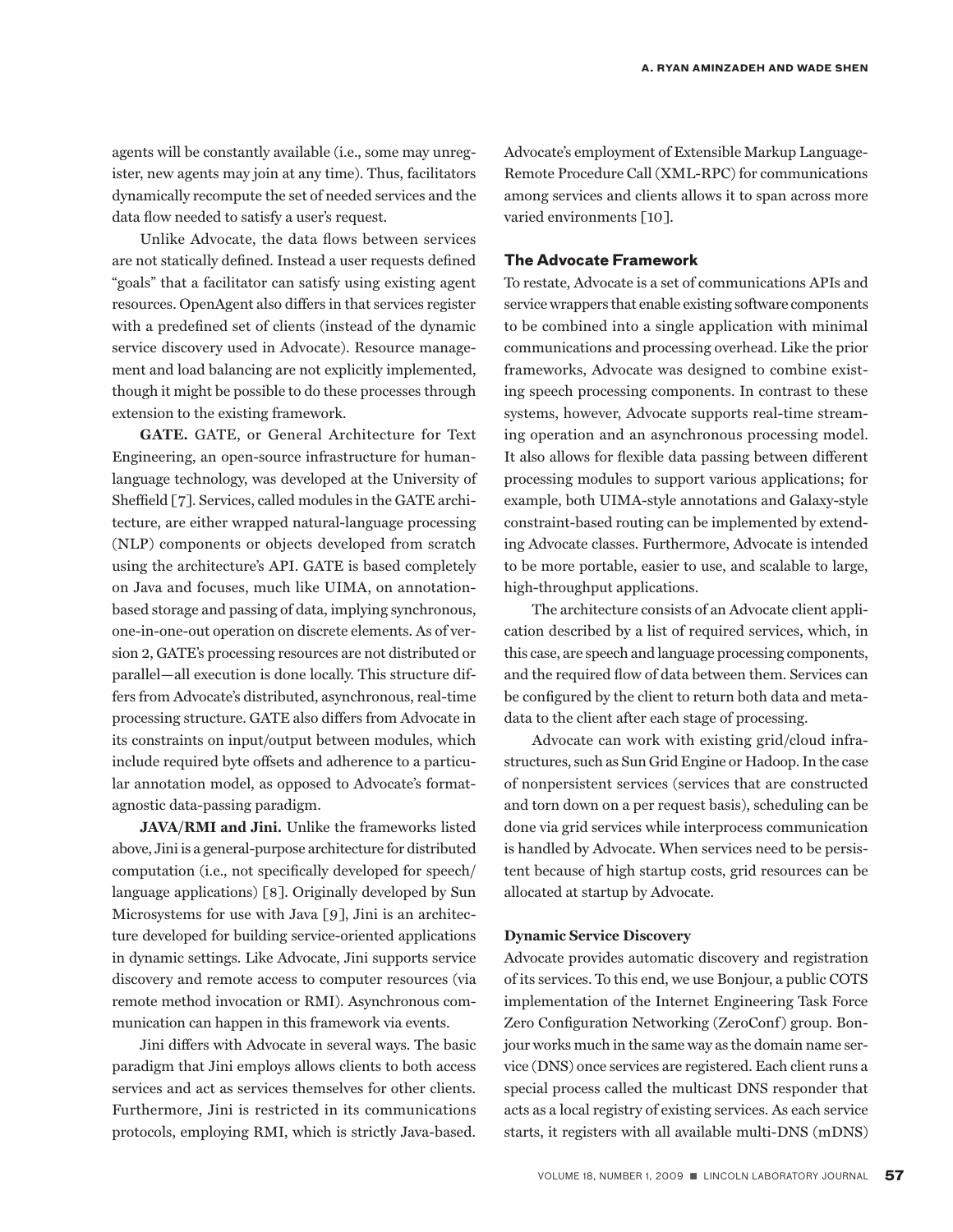agents will be constantly available (i.e., some may unregister, new agents may join at any time). Thus, facilitators dynamically recompute the set of needed services and the data flow needed to satisfy a user's request.

Unlike Advocate, the data flows between services are not statically defined. Instead a user requests defined "goals" that a facilitator can satisfy using existing agent resources. OpenAgent also differs in that services register with a predefined set of clients (instead of the dynamic service discovery used in Advocate). Resource management and load balancing are not explicitly implemented, though it might be possible to do these processes through extension to the existing framework.

**GATE.** GATE, or General Architecture for Text Engineering, an open-source infrastructure for human-language technology, was developed at the University of Sheffield [7]. Services, called modules in the GATE architecture, are either wrapped natural-language processing (NLP) components or objects developed from scratch using the architecture's API. GATE is based completely on Java and focuses, much like UIMA, on annotation-based storage and passing of data, implying synchronous, one-in-one-out operation on discrete elements. As of version 2, GATE's processing resources are not distributed or parallel—all execution is done locally. This structure differs from Advocate's distributed, asynchronous, real-time processing structure. GATE also differs from Advocate in its constraints on input/output between modules, which include required byte offsets and adherence to a particular annotation model, as opposed to Advocate's format-agnostic data-passing paradigm.

**JAVA/RMI and Jini.** Unlike the frameworks listed above, Jini is a general-purpose architecture for distributed computation (i.e., not specifically developed for speech/language applications) [8]. Originally developed by Sun Microsystems for use with Java [9], Jini is an architecture developed for building service-oriented applications in dynamic settings. Like Advocate, Jini supports service discovery and remote access to computer resources (via remote method invocation or RMI). Asynchronous communication can happen in this framework via events.

Jini differs with Advocate in several ways. The basic paradigm that Jini employs allows clients to both access services and act as services themselves for other clients. Furthermore, Jini is restricted in its communications protocols, employing RMI, which is strictly Java-based. Advocate's employment of Extensible Markup Language-Remote Procedure Call (XML-RPC) for communications among services and clients allows it to span across more varied environments [10].

## The Advocate Framework

To restate, Advocate is a set of communications APIs and service wrappers that enable existing software components to be combined into a single application with minimal communications and processing overhead. Like the prior frameworks, Advocate was designed to combine existing speech processing components. In contrast to these systems, however, Advocate supports real-time streaming operation and an asynchronous processing model. It also allows for flexible data passing between different processing modules to support various applications; for example, both UIMA-style annotations and Galaxy-style constraint-based routing can be implemented by extending Advocate classes. Furthermore, Advocate is intended to be more portable, easier to use, and scalable to large, high-throughput applications.

The architecture consists of an Advocate client application described by a list of required services, which, in this case, are speech and language processing components, and the required flow of data between them. Services can be configured by the client to return both data and metadata to the client after each stage of processing.

Advocate can work with existing grid/cloud infrastructures, such as Sun Grid Engine or Hadoop. In the case of nonpersistent services (services that are constructed and torn down on a per request basis), scheduling can be done via grid services while interprocess communication is handled by Advocate. When services need to be persistent because of high startup costs, grid resources can be allocated at startup by Advocate.

### Dynamic Service Discovery

Advocate provides automatic discovery and registration of its services. To this end, we use Bonjour, a public COTS implementation of the Internet Engineering Task Force Zero Configuration Networking (ZeroConf) group. Bonjour works much in the same way as the domain name service (DNS) once services are registered. Each client runs a special process called the multicast DNS responder that acts as a local registry of existing services. As each service starts, it registers with all available multi-DNS (mDNS)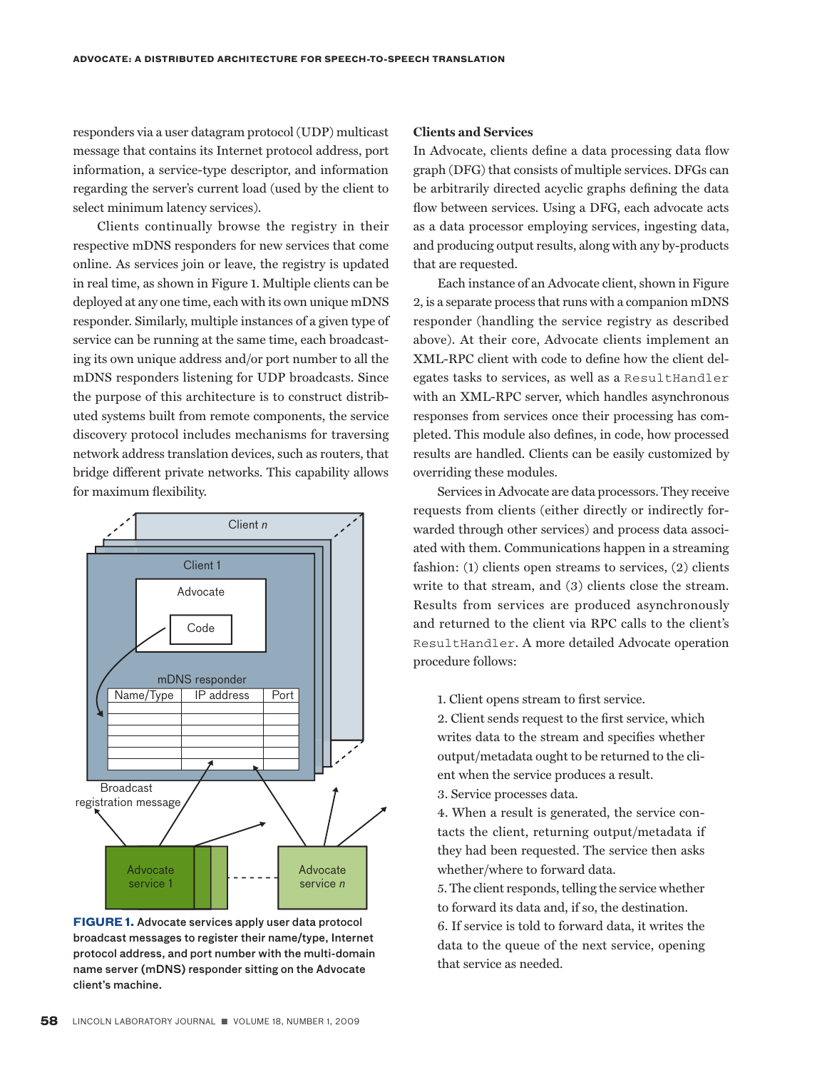responders via a user datagram protocol (UDP) multicast message that contains its Internet protocol address, port information, a service-type descriptor, and information regarding the server's current load (used by the client to select minimum latency services).

Clients continually browse the registry in their respective mDNS responders for new services that come online. As services join or leave, the registry is updated in real time, as shown in Figure 1. Multiple clients can be deployed at any one time, each with its own unique mDNS responder. Similarly, multiple instances of a given type of service can be running at the same time, each broadcasting its own unique address and/or port number to all the mDNS responders listening for UDP broadcasts. Since the purpose of this architecture is to construct distributed systems built from remote components, the service discovery protocol includes mechanisms for traversing network address translation devices, such as routers, that bridge different private networks. This capability allows for maximum flexibility.

**FIGURE 1.** Advocate services apply user data protocol broadcast messages to register their name/type, Internet protocol address, and port number with the multi-domain name server (mDNS) responder sitting on the Advocate client's machine.

**Clients and Services**

In Advocate, clients define a data processing data flow graph (DFG) that consists of multiple services. DFGs can be arbitrarily directed acyclic graphs defining the data flow between services. Using a DFG, each advocate acts as a data processor employing services, ingesting data, and producing output results, along with any by-products that are requested.

Each instance of an Advocate client, shown in Figure 2, is a separate process that runs with a companion mDNS responder (handling the service registry as described above). At their core, Advocate clients implement an XML-RPC client with code to define how the client delegates tasks to services, as well as a `ResultHandler` with an XML-RPC server, which handles asynchronous responses from services once their processing has completed. This module also defines, in code, how processed results are handled. Clients can be easily customized by overriding these modules.

Services in Advocate are data processors. They receive requests from clients (either directly or indirectly forwarded through other services) and process data associated with them. Communications happen in a streaming fashion: (1) clients open streams to services, (2) clients write to that stream, and (3) clients close the stream. Results from services are produced asynchronously and returned to the client via RPC calls to the client's `ResultHandler`. A more detailed Advocate operation procedure follows:

1. Client opens stream to first service.
2. Client sends request to the first service, which writes data to the stream and specifies whether output/metadata ought to be returned to the client when the service produces a result.
3. Service processes data.
4. When a result is generated, the service contacts the client, returning output/metadata if they had been requested. The service then asks whether/where to forward data.
5. The client responds, telling the service whether to forward its data and, if so, the destination.
6. If service is told to forward data, it writes the data to the queue of the next service, opening that service as needed.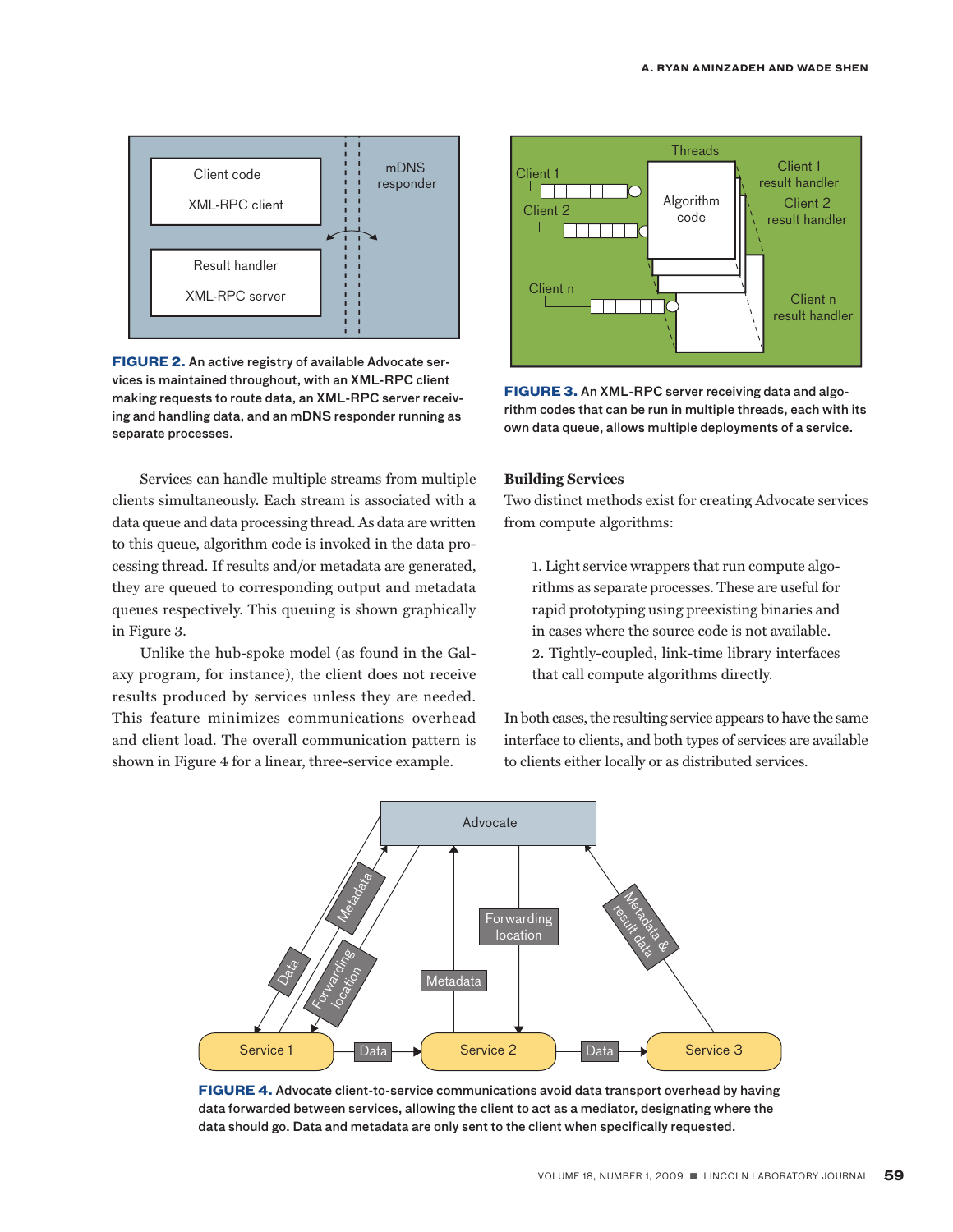**FIGURE 2.** An active registry of available Advocate services is maintained throughout, with an XML-RPC client making requests to route data, an XML-RPC server receiving and handling data, and an mDNS responder running as separate processes.

**FIGURE 3.** An XML-RPC server receiving data and algorithm codes that can be run in multiple threads, each with its own data queue, allows multiple deployments of a service.

Services can handle multiple streams from multiple clients simultaneously. Each stream is associated with a data queue and data processing thread. As data are written to this queue, algorithm code is invoked in the data processing thread. If results and/or metadata are generated, they are queued to corresponding output and metadata queues respectively. This queuing is shown graphically in Figure 3.

Unlike the hub-spoke model (as found in the Galaxy program, for instance), the client does not receive results produced by services unless they are needed. This feature minimizes communications overhead and client load. The overall communication pattern is shown in Figure 4 for a linear, three-service example.

### Building Services

Two distinct methods exist for creating Advocate services from compute algorithms:

1. Light service wrappers that run compute algorithms as separate processes. These are useful for rapid prototyping using preexisting binaries and in cases where the source code is not available.
2. Tightly-coupled, link-time library interfaces that call compute algorithms directly.

In both cases, the resulting service appears to have the same interface to clients, and both types of services are available to clients either locally or as distributed services.

**FIGURE 4.** Advocate client-to-service communications avoid data transport overhead by having data forwarded between services, allowing the client to act as a mediator, designating where the data should go. Data and metadata are only sent to the client when specifically requested.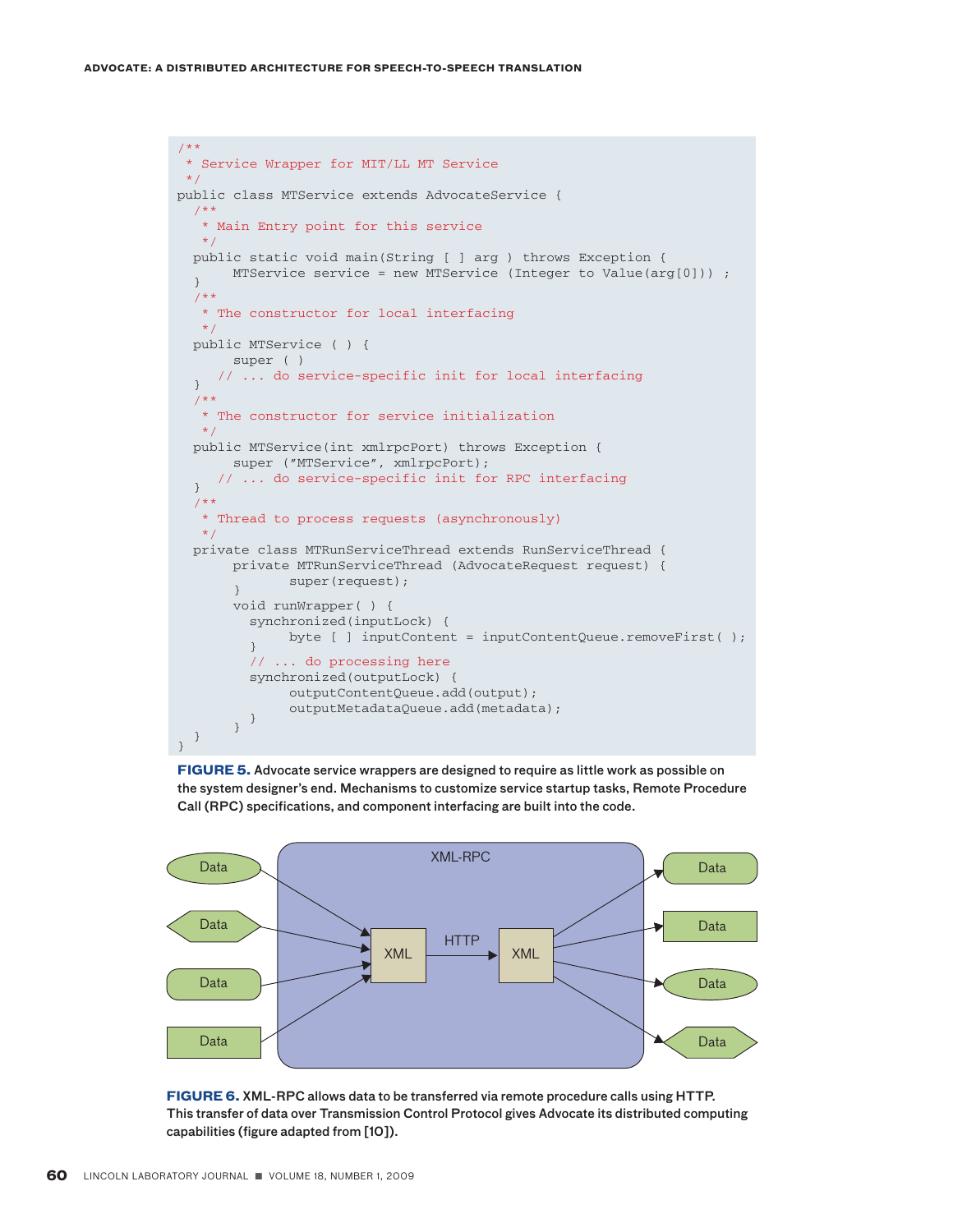```
/**
 * Service Wrapper for MIT/LL MT Service
 */
public class MTService extends AdvocateService {
  /**
   * Main Entry point for this service
   */
  public static void main(String [ ] arg ) throws Exception {
       MTService service = new MTService (Integer to Value(arg[0])) ;
  }
  /**
   * The constructor for local interfacing
   */
  public MTService ( ) {
       super ( )
     // ... do service-specific init for local interfacing
  }
  /**
   * The constructor for service initialization
   */
  public MTService(int xmlrpcPort) throws Exception {
       super ("MTService", xmlrpcPort);
     // ... do service-specific init for RPC interfacing
  }
  /**
   * Thread to process requests (asynchronously)
   */
  private class MTRunServiceThread extends RunServiceThread {
       private MTRunServiceThread (AdvocateRequest request) {
              super(request);
       }
       void runWrapper( ) {
         synchronized(inputLock) {
              byte [ ] inputContent = inputContentQueue.removeFirst( );
         }
         // ... do processing here
         synchronized(outputLock) {
              outputContentQueue.add(output);
              outputMetadataQueue.add(metadata);
         }
       }
  }
}
```

**FIGURE 5.** Advocate service wrappers are designed to require as little work as possible on the system designer's end. Mechanisms to customize service startup tasks, Remote Procedure Call (RPC) specifications, and component interfacing are built into the code.

**FIGURE 6.** XML-RPC allows data to be transferred via remote procedure calls using HTTP. This transfer of data over Transmission Control Protocol gives Advocate its distributed computing capabilities (figure adapted from [10]).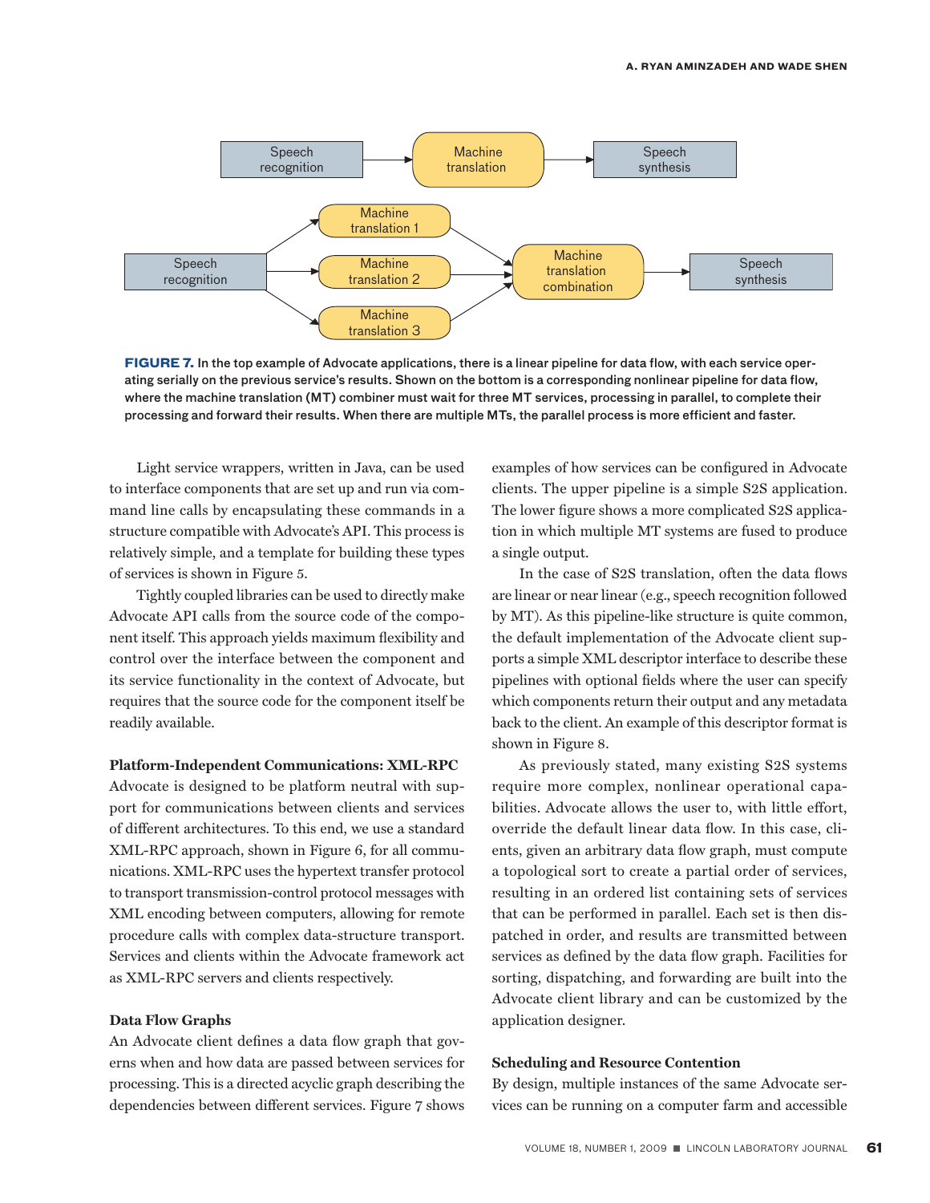**FIGURE 7.** In the top example of Advocate applications, there is a linear pipeline for data flow, with each service operating serially on the previous service's results. Shown on the bottom is a corresponding nonlinear pipeline for data flow, where the machine translation (MT) combiner must wait for three MT services, processing in parallel, to complete their processing and forward their results. When there are multiple MTs, the parallel process is more efficient and faster.

Light service wrappers, written in Java, can be used to interface components that are set up and run via command line calls by encapsulating these commands in a structure compatible with Advocate's API. This process is relatively simple, and a template for building these types of services is shown in Figure 5.

Tightly coupled libraries can be used to directly make Advocate API calls from the source code of the component itself. This approach yields maximum flexibility and control over the interface between the component and its service functionality in the context of Advocate, but requires that the source code for the component itself be readily available.

### Platform-Independent Communications: XML-RPC

Advocate is designed to be platform neutral with support for communications between clients and services of different architectures. To this end, we use a standard XML-RPC approach, shown in Figure 6, for all communications. XML-RPC uses the hypertext transfer protocol to transport transmission-control protocol messages with XML encoding between computers, allowing for remote procedure calls with complex data-structure transport. Services and clients within the Advocate framework act as XML-RPC servers and clients respectively.

### Data Flow Graphs

An Advocate client defines a data flow graph that governs when and how data are passed between services for processing. This is a directed acyclic graph describing the dependencies between different services. Figure 7 shows examples of how services can be configured in Advocate clients. The upper pipeline is a simple S2S application. The lower figure shows a more complicated S2S application in which multiple MT systems are fused to produce a single output.

In the case of S2S translation, often the data flows are linear or near linear (e.g., speech recognition followed by MT). As this pipeline-like structure is quite common, the default implementation of the Advocate client supports a simple XML descriptor interface to describe these pipelines with optional fields where the user can specify which components return their output and any metadata back to the client. An example of this descriptor format is shown in Figure 8.

As previously stated, many existing S2S systems require more complex, nonlinear operational capabilities. Advocate allows the user to, with little effort, override the default linear data flow. In this case, clients, given an arbitrary data flow graph, must compute a topological sort to create a partial order of services, resulting in an ordered list containing sets of services that can be performed in parallel. Each set is then dispatched in order, and results are transmitted between services as defined by the data flow graph. Facilities for sorting, dispatching, and forwarding are built into the Advocate client library and can be customized by the application designer.

### Scheduling and Resource Contention

By design, multiple instances of the same Advocate services can be running on a computer farm and accessible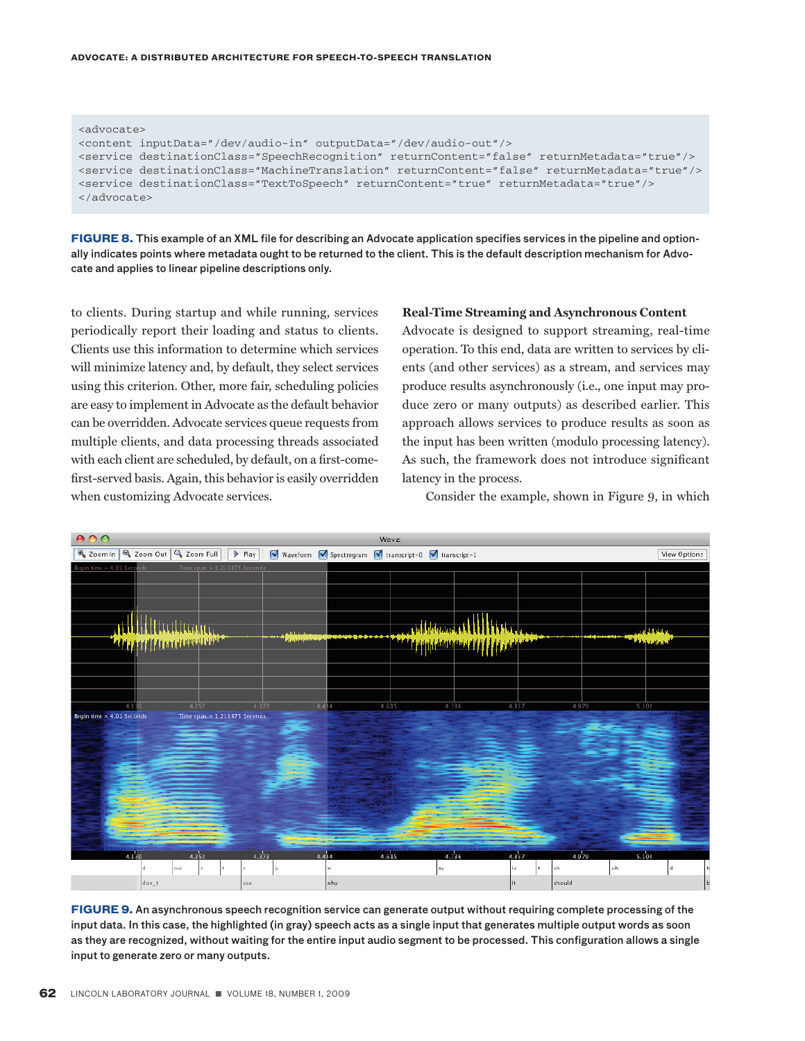```
<advocate>
<content inputData="/dev/audio-in" outputData="/dev/audio-out"/>
<service destinationClass="SpeechRecognition" returnContent="false" returnMetadata="true"/>
<service destinationClass="MachineTranslation" returnContent="false" returnMetadata="true"/>
<service destinationClass="TextToSpeech" returnContent="true" returnMetadata="true"/>
</advocate>
```

**FIGURE 8.** This example of an XML file for describing an Advocate application specifies services in the pipeline and optionally indicates points where metadata ought to be returned to the client. This is the default description mechanism for Advocate and applies to linear pipeline descriptions only.

to clients. During startup and while running, services periodically report their loading and status to clients. Clients use this information to determine which services will minimize latency and, by default, they select services using this criterion. Other, more fair, scheduling policies are easy to implement in Advocate as the default behavior can be overridden. Advocate services queue requests from multiple clients, and data processing threads associated with each client are scheduled, by default, on a first-come-first-served basis. Again, this behavior is easily overridden when customizing Advocate services.

### Real-Time Streaming and Asynchronous Content

Advocate is designed to support streaming, real-time operation. To this end, data are written to services by clients (and other services) as a stream, and services may produce results asynchronously (i.e., one input may produce zero or many outputs) as described earlier. This approach allows services to produce results as soon as the input has been written (modulo processing latency). As such, the framework does not introduce significant latency in the process.

Consider the example, shown in Figure 9, in which

**FIGURE 9.** An asynchronous speech recognition service can generate output without requiring complete processing of the input data. In this case, the highlighted (in gray) speech acts as a single input that generates multiple output words as soon as they are recognized, without waiting for the entire input audio segment to be processed. This configuration allows a single input to generate zero or many outputs.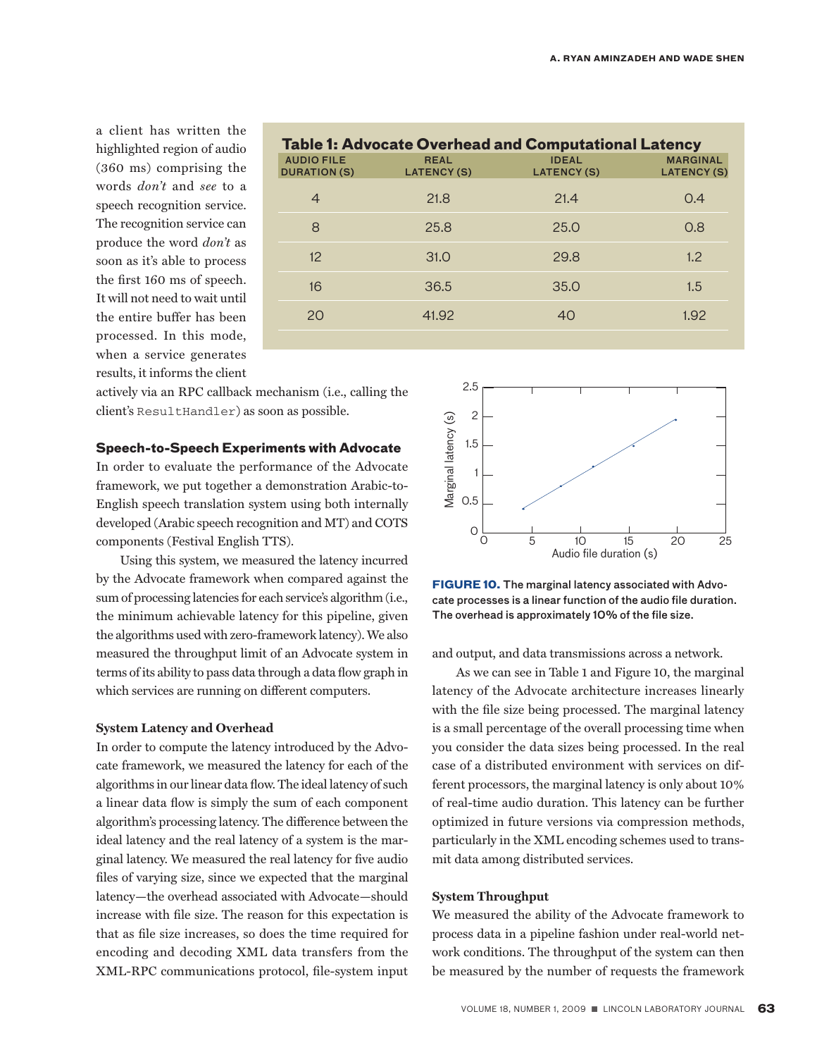a client has written the highlighted region of audio (360 ms) comprising the words *don't* and *see* to a speech recognition service. The recognition service can produce the word *don't* as soon as it's able to process the first 160 ms of speech. It will not need to wait until the entire buffer has been processed. In this mode, when a service generates results, it informs the client actively via an RPC callback mechanism (i.e., calling the client's `ResultHandler`) as soon as possible.

**Table 1: Advocate Overhead and Computational Latency**

| AUDIO FILE DURATION (S) | REAL LATENCY (S) | IDEAL LATENCY (S) | MARGINAL LATENCY (S) |
|---|---|---|---|
| 4 | 21.8 | 21.4 | 0.4 |
| 8 | 25.8 | 25.0 | 0.8 |
| 12 | 31.0 | 29.8 | 1.2 |
| 16 | 36.5 | 35.0 | 1.5 |
| 20 | 41.92 | 40 | 1.92 |

### Speech-to-Speech Experiments with Advocate

In order to evaluate the performance of the Advocate framework, we put together a demonstration Arabic-to-English speech translation system using both internally developed (Arabic speech recognition and MT) and COTS components (Festival English TTS).

Using this system, we measured the latency incurred by the Advocate framework when compared against the sum of processing latencies for each service's algorithm (i.e., the minimum achievable latency for this pipeline, given the algorithms used with zero-framework latency). We also measured the throughput limit of an Advocate system in terms of its ability to pass data through a data flow graph in which services are running on different computers.

#### System Latency and Overhead

In order to compute the latency introduced by the Advocate framework, we measured the latency for each of the algorithms in our linear data flow. The ideal latency of such a linear data flow is simply the sum of each component algorithm's processing latency. The difference between the ideal latency and the real latency of a system is the marginal latency. We measured the real latency for five audio files of varying size, since we expected that the marginal latency—the overhead associated with Advocate—should increase with file size. The reason for this expectation is that as file size increases, so does the time required for encoding and decoding XML data transfers from the XML-RPC communications protocol, file-system input and output, and data transmissions across a network.

**FIGURE 10.** The marginal latency associated with Advocate processes is a linear function of the audio file duration. The overhead is approximately 10% of the file size.

As we can see in Table 1 and Figure 10, the marginal latency of the Advocate architecture increases linearly with the file size being processed. The marginal latency is a small percentage of the overall processing time when you consider the data sizes being processed. In the real case of a distributed environment with services on different processors, the marginal latency is only about 10% of real-time audio duration. This latency can be further optimized in future versions via compression methods, particularly in the XML encoding schemes used to transmit data among distributed services.

#### System Throughput

We measured the ability of the Advocate framework to process data in a pipeline fashion under real-world network conditions. The throughput of the system can then be measured by the number of requests the framework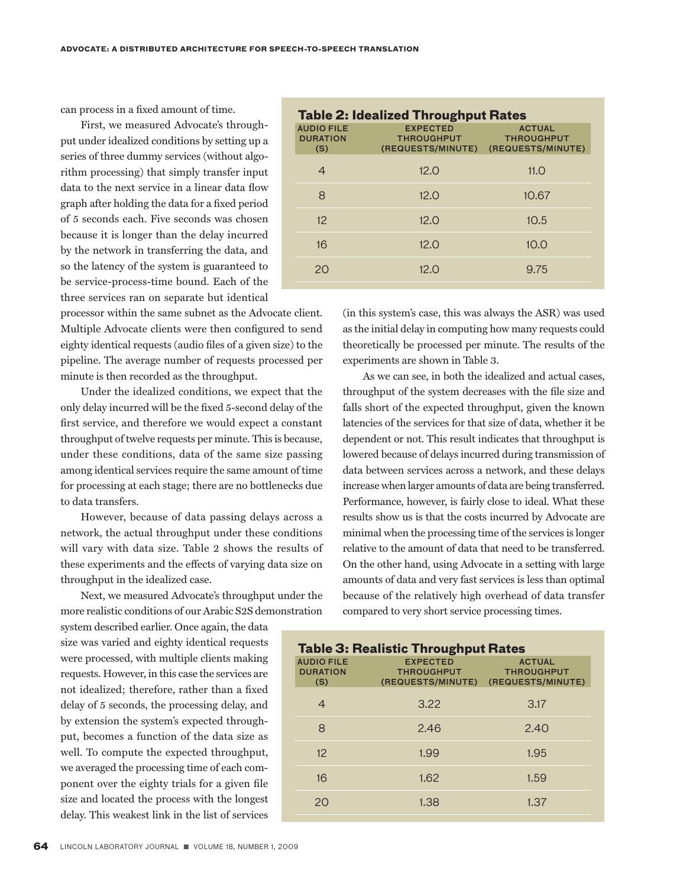can process in a fixed amount of time.

First, we measured Advocate's throughput under idealized conditions by setting up a series of three dummy services (without algorithm processing) that simply transfer input data to the next service in a linear data flow graph after holding the data for a fixed period of 5 seconds each. Five seconds was chosen because it is longer than the delay incurred by the network in transferring the data, and so the latency of the system is guaranteed to be service-process-time bound. Each of the three services ran on separate but identical processor within the same subnet as the Advocate client. Multiple Advocate clients were then configured to send eighty identical requests (audio files of a given size) to the pipeline. The average number of requests processed per minute is then recorded as the throughput.

**Table 2: Idealized Throughput Rates**

| AUDIO FILE DURATION (S) | EXPECTED THROUGHPUT (REQUESTS/MINUTE) | ACTUAL THROUGHPUT (REQUESTS/MINUTE) |
|---|---|---|
| 4 | 12.0 | 11.0 |
| 8 | 12.0 | 10.67 |
| 12 | 12.0 | 10.5 |
| 16 | 12.0 | 10.0 |
| 20 | 12.0 | 9.75 |

Under the idealized conditions, we expect that the only delay incurred will be the fixed 5-second delay of the first service, and therefore we would expect a constant throughput of twelve requests per minute. This is because, under these conditions, data of the same size passing among identical services require the same amount of time for processing at each stage; there are no bottlenecks due to data transfers.

However, because of data passing delays across a network, the actual throughput under these conditions will vary with data size. Table 2 shows the results of these experiments and the effects of varying data size on throughput in the idealized case.

Next, we measured Advocate's throughput under the more realistic conditions of our Arabic S2S demonstration system described earlier. Once again, the data size was varied and eighty identical requests were processed, with multiple clients making requests. However, in this case the services are not idealized; therefore, rather than a fixed delay of 5 seconds, the processing delay, and by extension the system's expected throughput, becomes a function of the data size as well. To compute the expected throughput, we averaged the processing time of each component over the eighty trials for a given file size and located the process with the longest delay. This weakest link in the list of services (in this system's case, this was always the ASR) was used as the initial delay in computing how many requests could theoretically be processed per minute. The results of the experiments are shown in Table 3.

As we can see, in both the idealized and actual cases, throughput of the system decreases with the file size and falls short of the expected throughput, given the known latencies of the services for that size of data, whether it be dependent or not. This result indicates that throughput is lowered because of delays incurred during transmission of data between services across a network, and these delays increase when larger amounts of data are being transferred. Performance, however, is fairly close to ideal. What these results show us is that the costs incurred by Advocate are minimal when the processing time of the services is longer relative to the amount of data that need to be transferred. On the other hand, using Advocate in a setting with large amounts of data and very fast services is less than optimal because of the relatively high overhead of data transfer compared to very short service processing times.

**Table 3: Realistic Throughput Rates**

| AUDIO FILE DURATION (S) | EXPECTED THROUGHPUT (REQUESTS/MINUTE) | ACTUAL THROUGHPUT (REQUESTS/MINUTE) |
|---|---|---|
| 4 | 3.22 | 3.17 |
| 8 | 2.46 | 2.40 |
| 12 | 1.99 | 1.95 |
| 16 | 1.62 | 1.59 |
| 20 | 1.38 | 1.37 |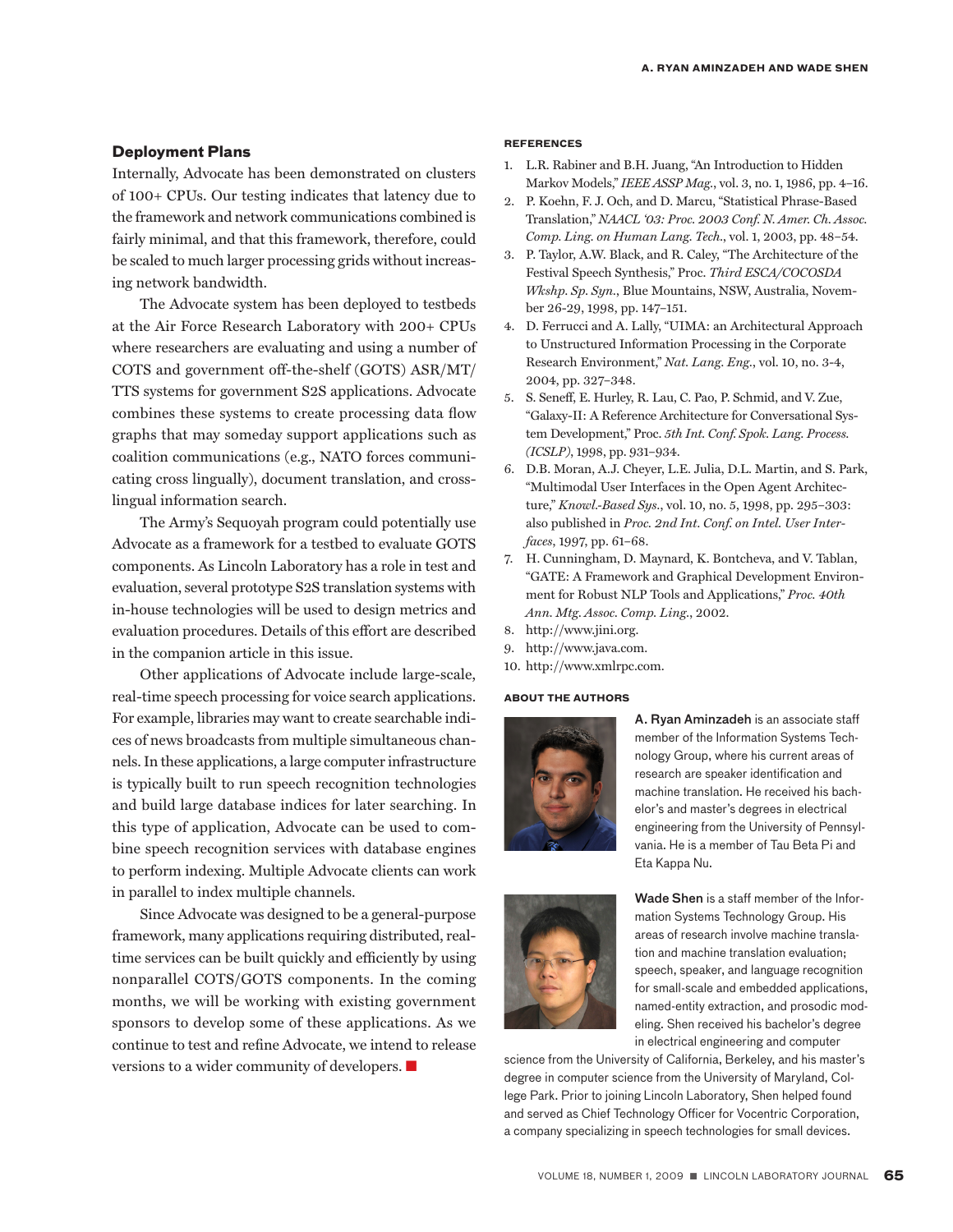## Deployment Plans

Internally, Advocate has been demonstrated on clusters of 100+ CPUs. Our testing indicates that latency due to the framework and network communications combined is fairly minimal, and that this framework, therefore, could be scaled to much larger processing grids without increasing network bandwidth.

The Advocate system has been deployed to testbeds at the Air Force Research Laboratory with 200+ CPUs where researchers are evaluating and using a number of COTS and government off-the-shelf (GOTS) ASR/MT/TTS systems for government S2S applications. Advocate combines these systems to create processing data flow graphs that may someday support applications such as coalition communications (e.g., NATO forces communicating cross lingually), document translation, and cross-lingual information search.

The Army's Sequoyah program could potentially use Advocate as a framework for a testbed to evaluate GOTS components. As Lincoln Laboratory has a role in test and evaluation, several prototype S2S translation systems with in-house technologies will be used to design metrics and evaluation procedures. Details of this effort are described in the companion article in this issue.

Other applications of Advocate include large-scale, real-time speech processing for voice search applications. For example, libraries may want to create searchable indices of news broadcasts from multiple simultaneous channels. In these applications, a large computer infrastructure is typically built to run speech recognition technologies and build large database indices for later searching. In this type of application, Advocate can be used to combine speech recognition services with database engines to perform indexing. Multiple Advocate clients can work in parallel to index multiple channels.

Since Advocate was designed to be a general-purpose framework, many applications requiring distributed, real-time services can be built quickly and efficiently by using nonparallel COTS/GOTS components. In the coming months, we will be working with existing government sponsors to develop some of these applications. As we continue to test and refine Advocate, we intend to release versions to a wider community of developers. ■

#### REFERENCES

1. L.R. Rabiner and B.H. Juang, "An Introduction to Hidden Markov Models," *IEEE ASSP Mag.*, vol. 3, no. 1, 1986, pp. 4–16.
2. P. Koehn, F. J. Och, and D. Marcu, "Statistical Phrase-Based Translation," *NAACL '03: Proc. 2003 Conf. N. Amer. Ch. Assoc. Comp. Ling. on Human Lang. Tech.*, vol. 1, 2003, pp. 48–54.
3. P. Taylor, A.W. Black, and R. Caley, "The Architecture of the Festival Speech Synthesis," Proc. *Third ESCA/COCOSDA Wkshp. Sp. Syn.*, Blue Mountains, NSW, Australia, November 26-29, 1998, pp. 147–151.
4. D. Ferrucci and A. Lally, "UIMA: an Architectural Approach to Unstructured Information Processing in the Corporate Research Environment," *Nat. Lang. Eng.*, vol. 10, no. 3-4, 2004, pp. 327–348.
5. S. Seneff, E. Hurley, R. Lau, C. Pao, P. Schmid, and V. Zue, "Galaxy-II: A Reference Architecture for Conversational System Development," Proc. *5th Int. Conf. Spok. Lang. Process. (ICSLP)*, 1998, pp. 931–934.
6. D.B. Moran, A.J. Cheyer, L.E. Julia, D.L. Martin, and S. Park, "Multimodal User Interfaces in the Open Agent Architecture," *Knowl.-Based Sys.*, vol. 10, no. 5, 1998, pp. 295–303: also published in *Proc. 2nd Int. Conf. on Intel. User Interfaces*, 1997, pp. 61–68.
7. H. Cunningham, D. Maynard, K. Bontcheva, and V. Tablan, "GATE: A Framework and Graphical Development Environment for Robust NLP Tools and Applications," *Proc. 40th Ann. Mtg. Assoc. Comp. Ling.*, 2002.
8. http://www.jini.org.
9. http://www.java.com.
10. http://www.xmlrpc.com.

#### ABOUT THE AUTHORS

**A. Ryan Aminzadeh** is an associate staff member of the Information Systems Technology Group, where his current areas of research are speaker identification and machine translation. He received his bachelor's and master's degrees in electrical engineering from the University of Pennsylvania. He is a member of Tau Beta Pi and Eta Kappa Nu.

**Wade Shen** is a staff member of the Information Systems Technology Group. His areas of research involve machine translation and machine translation evaluation; speech, speaker, and language recognition for small-scale and embedded applications, named-entity extraction, and prosodic modeling. Shen received his bachelor's degree in electrical engineering and computer science from the University of California, Berkeley, and his master's degree in computer science from the University of Maryland, College Park. Prior to joining Lincoln Laboratory, Shen helped found and served as Chief Technology Officer for Vocentric Corporation, a company specializing in speech technologies for small devices.